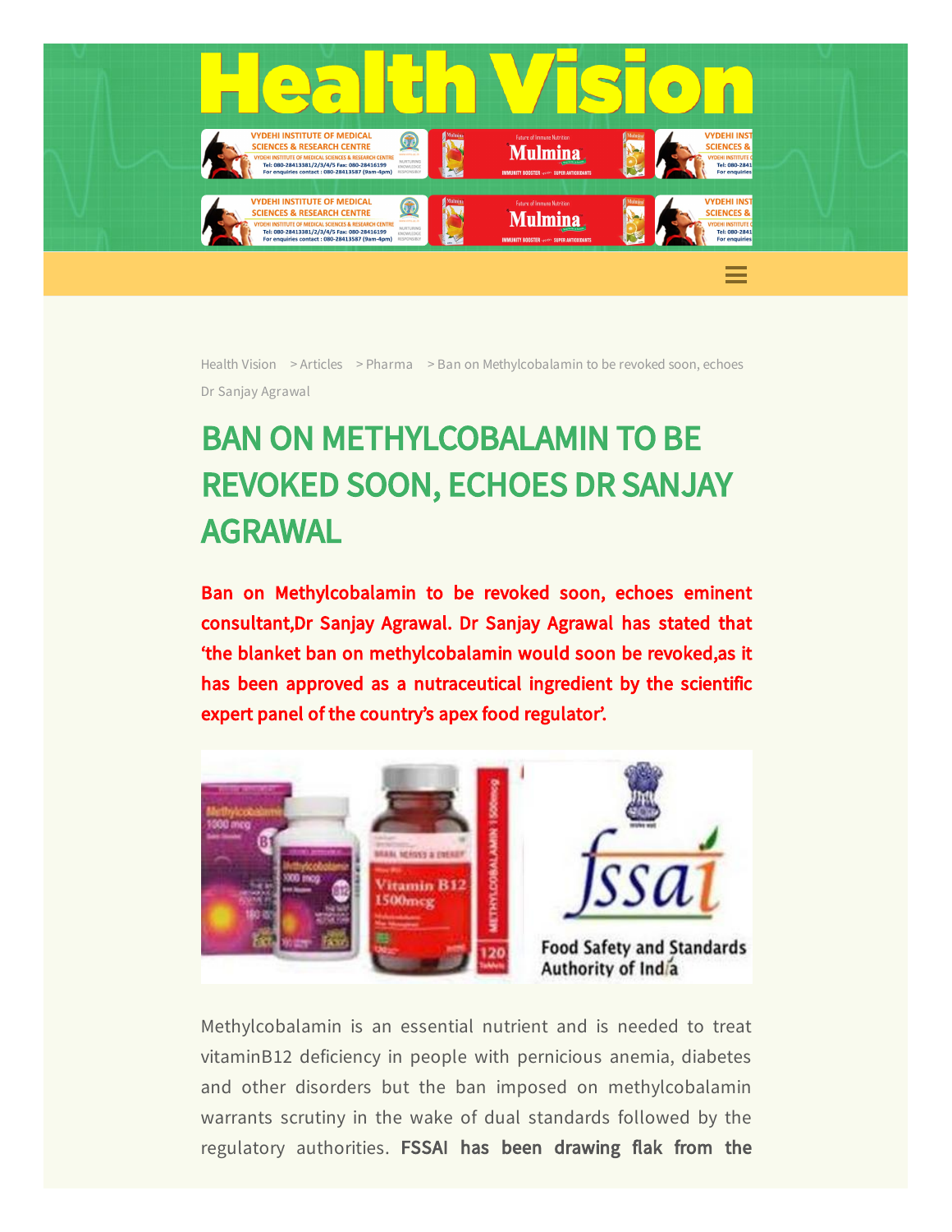# Health Vision

Health Vision > Articles > Pharma > Ban on Methylcobalamin to be revoked soon, echoes Dr Sanjay Agrawal

# BAN ON METHYLCOBALAMIN TO BE REVOKED SOON, ECHOES DR SANJAY AGRAWAL

**Ban on Methylcobalamin to be revoked soon, echoes eminent consultant,Dr Sanjay Agrawal. Dr Sanjay Agrawal has stated that 'the blanket ban on methylcobalamin would soon be revoked,as it has been approved as a nutraceutical ingredient by the scientific expert panel of the country's apex food regulator'.**

Methylcobalamin is an essential nutrient and is needed to treat vitaminB12 deficiency in people with pernicious anemia, diabetes and other disorders but the ban imposed on methylcobalamin warrants scrutiny in the wake of dual standards followed by the regulatory authorities. **FSSAI has been drawing flak from the**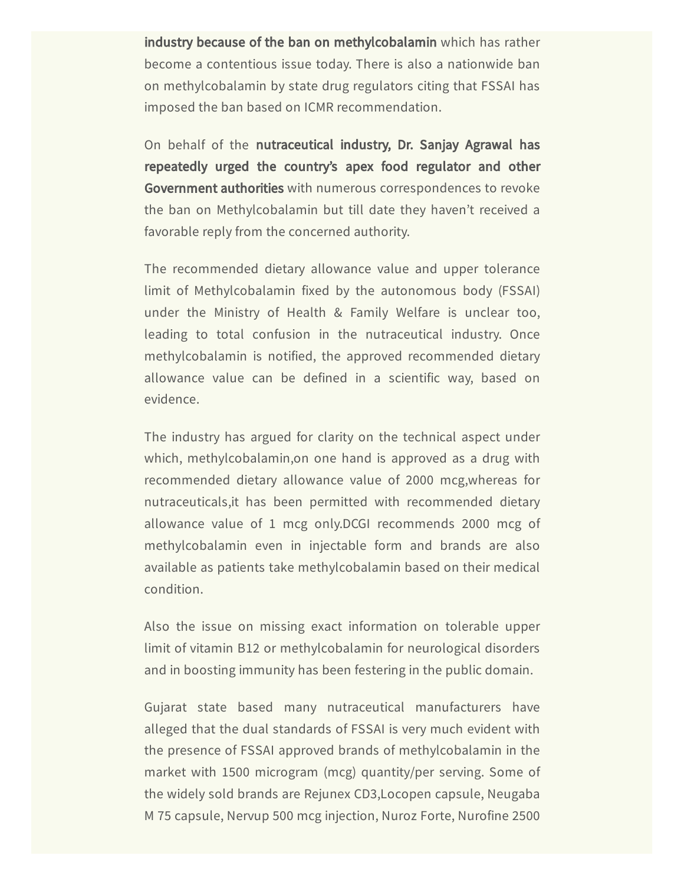**industry because of the ban on methylcobalamin** which has rather become a contentious issue today. There is also a nationwide ban on methylcobalamin by state drug regulators citing that FSSAI has imposed the ban based on ICMR recommendation.

On behalf of the **nutraceutical industry, Dr. Sanjay Agrawal has repeatedly urged the country's apex food regulator and other Government authorities** with numerous correspondences to revoke the ban on Methylcobalamin but till date they haven't received a favorable reply from the concerned authority.

The recommended dietary allowance value and upper tolerance limit of Methylcobalamin fixed by the autonomous body (FSSAI) under the Ministry of Health & Family Welfare is unclear too, leading to total confusion in the nutraceutical industry. Once methylcobalamin is notified, the approved recommended dietary allowance value can be defined in a scientific way, based on evidence.

The industry has argued for clarity on the technical aspect under which, methylcobalamin,on one hand is approved as a drug with recommended dietary allowance value of 2000 mcg,whereas for nutraceuticals,it has been permitted with recommended dietary allowance value of 1 mcg only.DCGI recommends 2000 mcg of methylcobalamin even in injectable form and brands are also available as patients take methylcobalamin based on their medical condition.

Also the issue on missing exact information on tolerable upper limit of vitamin B12 or methylcobalamin for neurological disorders and in boosting immunity has been festering in the public domain.

Gujarat state based many nutraceutical manufacturers have alleged that the dual standards of FSSAI is very much evident with the presence of FSSAI approved brands of methylcobalamin in the market with 1500 microgram (mcg) quantity/per serving. Some of the widely sold brands are Rejunex CD3,Locopen capsule, Neugaba M 75 capsule, Nervup 500 mcg injection, Nuroz Forte, Nurofine 2500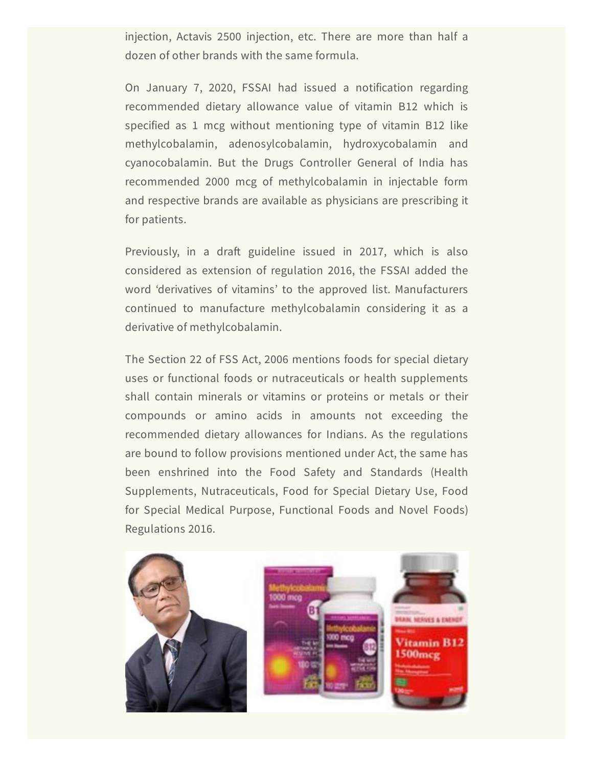injection, Actavis 2500 injection, etc. There are more than half a dozen of other brands with the same formula.

On January 7, 2020, FSSAI had issued a notification regarding recommended dietary allowance value of vitamin B12 which is specified as 1 mcg without mentioning type of vitamin B12 like methylcobalamin, adenosylcobalamin, hydroxycobalamin and cyanocobalamin. But the Drugs Controller General of India has recommended 2000 mcg of methylcobalamin in injectable form and respective brands are available as physicians are prescribing it for patients.

Previously, in a draft guideline issued in 2017, which is also considered as extension of regulation 2016, the FSSAI added the word 'derivatives of vitamins' to the approved list. Manufacturers continued to manufacture methylcobalamin considering it as a derivative of methylcobalamin.

The Section 22 of FSS Act, 2006 mentions foods for special dietary uses or functional foods or nutraceuticals or health supplements shall contain minerals or vitamins or proteins or metals or their compounds or amino acids in amounts not exceeding the recommended dietary allowances for Indians. As the regulations are bound to follow provisions mentioned under Act, the same has been enshrined into the Food Safety and Standards (Health Supplements, Nutraceuticals, Food for Special Dietary Use, Food for Special Medical Purpose, Functional Foods and Novel Foods) Regulations 2016.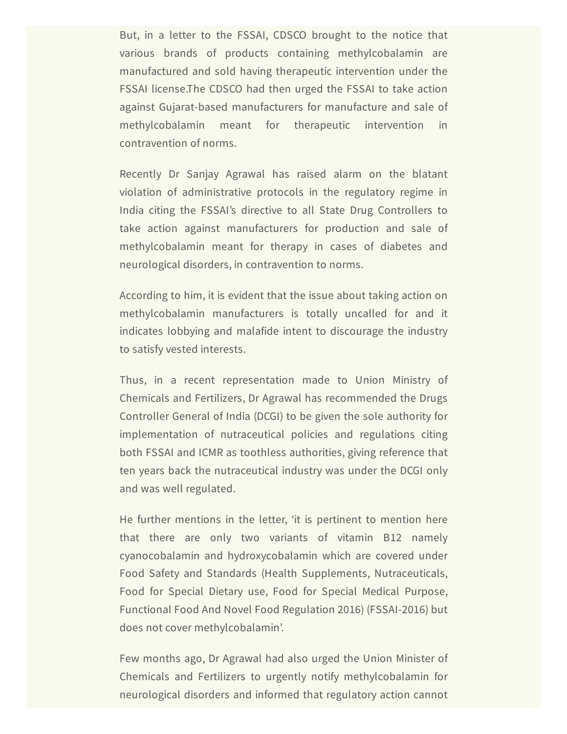But, in a letter to the FSSAI, CDSCO brought to the notice that various brands of products containing methylcobalamin are manufactured and sold having therapeutic intervention under the FSSAI license.The CDSCO had then urged the FSSAI to take action against Gujarat-based manufacturers for manufacture and sale of methylcobalamin meant for therapeutic intervention in contravention of norms.

Recently Dr Sanjay Agrawal has raised alarm on the blatant violation of administrative protocols in the regulatory regime in India citing the FSSAI's directive to all State Drug Controllers to take action against manufacturers for production and sale of methylcobalamin meant for therapy in cases of diabetes and neurological disorders, in contravention to norms.

According to him, it is evident that the issue about taking action on methylcobalamin manufacturers is totally uncalled for and it indicates lobbying and malafide intent to discourage the industry to satisfy vested interests.

Thus, in a recent representation made to Union Ministry of Chemicals and Fertilizers, Dr Agrawal has recommended the Drugs Controller General of India (DCGI) to be given the sole authority for implementation of nutraceutical policies and regulations citing both FSSAI and ICMR as toothless authorities, giving reference that ten years back the nutraceutical industry was under the DCGI only and was well regulated.

He further mentions in the letter, 'it is pertinent to mention here that there are only two variants of vitamin B12 namely cyanocobalamin and hydroxycobalamin which are covered under Food Safety and Standards (Health Supplements, Nutraceuticals, Food for Special Dietary use, Food for Special Medical Purpose, Functional Food And Novel Food Regulation 2016) (FSSAI-2016) but does not cover methylcobalamin'.

Few months ago, Dr Agrawal had also urged the Union Minister of Chemicals and Fertilizers to urgently notify methylcobalamin for neurological disorders and informed that regulatory action cannot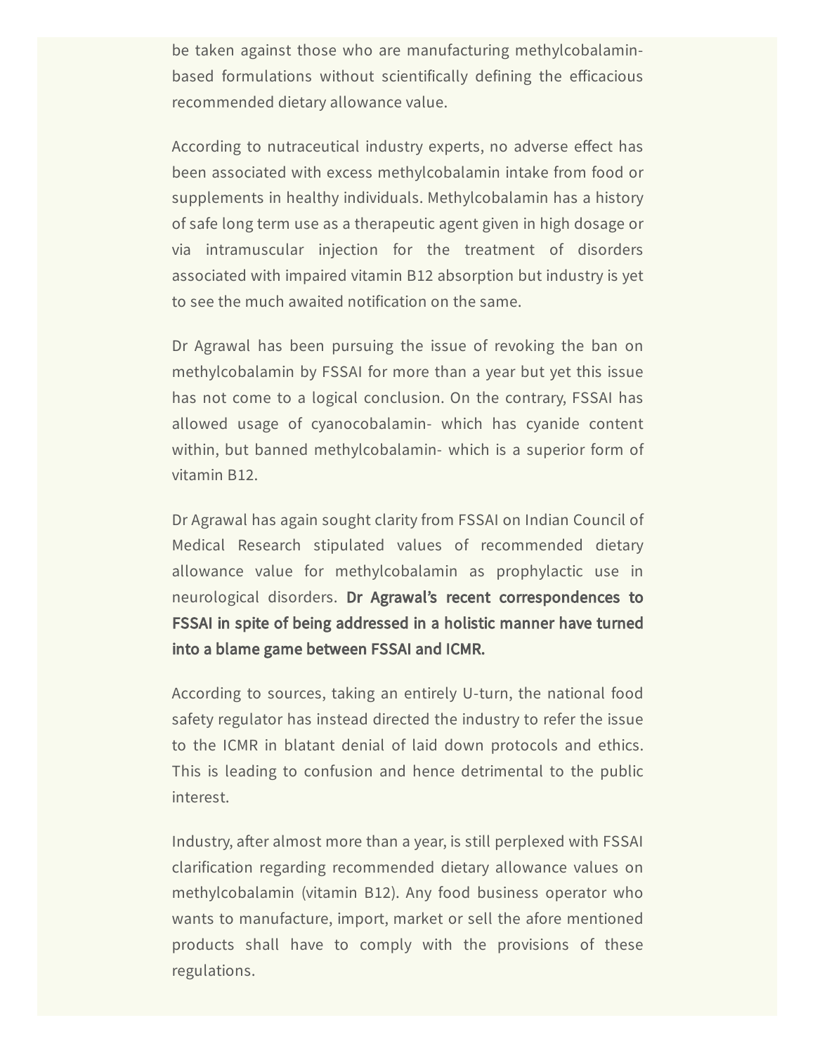be taken against those who are manufacturing methylcobalamin-based formulations without scientifically defining the efficacious recommended dietary allowance value.

According to nutraceutical industry experts, no adverse effect has been associated with excess methylcobalamin intake from food or supplements in healthy individuals. Methylcobalamin has a history of safe long term use as a therapeutic agent given in high dosage or via intramuscular injection for the treatment of disorders associated with impaired vitamin B12 absorption but industry is yet to see the much awaited notification on the same.

Dr Agrawal has been pursuing the issue of revoking the ban on methylcobalamin by FSSAI for more than a year but yet this issue has not come to a logical conclusion. On the contrary, FSSAI has allowed usage of cyanocobalamin- which has cyanide content within, but banned methylcobalamin- which is a superior form of vitamin B12.

Dr Agrawal has again sought clarity from FSSAI on Indian Council of Medical Research stipulated values of recommended dietary allowance value for methylcobalamin as prophylactic use in neurological disorders. **Dr Agrawal's recent correspondences to FSSAI in spite of being addressed in a holistic manner have turned into a blame game between FSSAI and ICMR.**

According to sources, taking an entirely U-turn, the national food safety regulator has instead directed the industry to refer the issue to the ICMR in blatant denial of laid down protocols and ethics. This is leading to confusion and hence detrimental to the public interest.

Industry, after almost more than a year, is still perplexed with FSSAI clarification regarding recommended dietary allowance values on methylcobalamin (vitamin B12). Any food business operator who wants to manufacture, import, market or sell the afore mentioned products shall have to comply with the provisions of these regulations.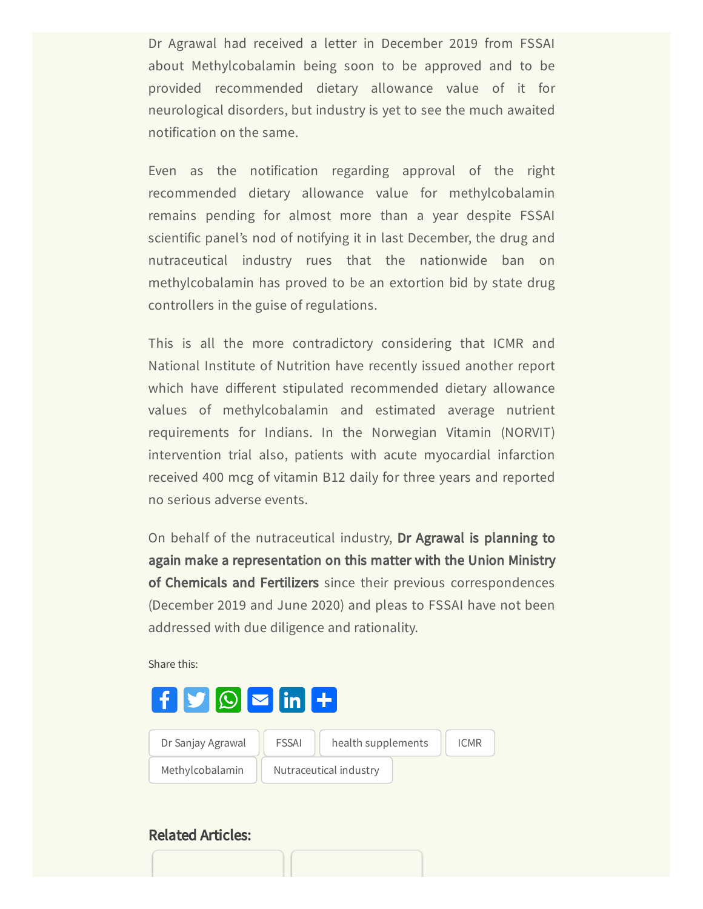Dr Agrawal had received a letter in December 2019 from FSSAI about Methylcobalamin being soon to be approved and to be provided recommended dietary allowance value of it for neurological disorders, but industry is yet to see the much awaited notification on the same.

Even as the notification regarding approval of the right recommended dietary allowance value for methylcobalamin remains pending for almost more than a year despite FSSAI scientific panel's nod of notifying it in last December, the drug and nutraceutical industry rues that the nationwide ban on methylcobalamin has proved to be an extortion bid by state drug controllers in the guise of regulations.

This is all the more contradictory considering that ICMR and National Institute of Nutrition have recently issued another report which have different stipulated recommended dietary allowance values of methylcobalamin and estimated average nutrient requirements for Indians. In the Norwegian Vitamin (NORVIT) intervention trial also, patients with acute myocardial infarction received 400 mcg of vitamin B12 daily for three years and reported no serious adverse events.

On behalf of the nutraceutical industry, **Dr Agrawal is planning to again make a representation on this matter with the Union Ministry of Chemicals and Fertilizers** since their previous correspondences (December 2019 and June 2020) and pleas to FSSAI have not been addressed with due diligence and rationality.

Share this:

Dr Sanjay Agrawal | FSSAI | health supplements | ICMR | Methylcobalamin | Nutraceutical industry

## Related Articles: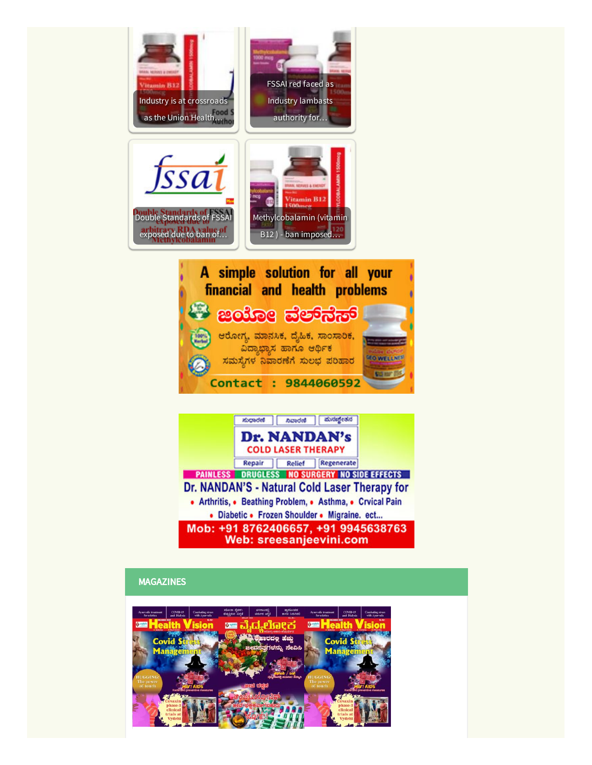Industry is at crossroads as the Union Health…

FSSAI red faced as Industry lambasts authority for…

Double Standards of FSSAI exposed due to ban of…

Methylcobalamin (vitamin B12 ) - ban imposed…

A simple solution for all your financial and health problems

ಜಿಯೋ ವೆಲ್‌ನೆಸ್

ಆರೋಗ್ಯ, ಮಾನಸಿಕ, ದೈಹಿಕ, ಸಾಂಸಾರಿಕ, ವಿದ್ಯಾಭ್ಯಾಸ ಹಾಗೂ ಆರ್ಥಿಕ ಸಮಸ್ಯೆಗಳ ನಿವಾರಣೆಗೆ ಸುಲಭ ಪರಿಹಾರ

Contact : 9844060592

ಸುಧಾರಣೆ | ನಿವಾರಣೆ | ಪುನಶ್ಚೇತನ

**Dr. NANDAN's COLD LASER THERAPY**

Repair | Relief | Regenerate

PAINLESS | DRUGLESS | NO SURGERY | NO SIDE EFFECTS

Dr. NANDAN'S - Natural Cold Laser Therapy for

- Arthritis, • Beathing Problem, • Asthma, • Crvical Pain
- Diabetic • Frozen Shoulder • Migraine. ect...

Mob: +91 8762406657, +91 9945638763
Web: sreesanjeevini.com

## MAGAZINES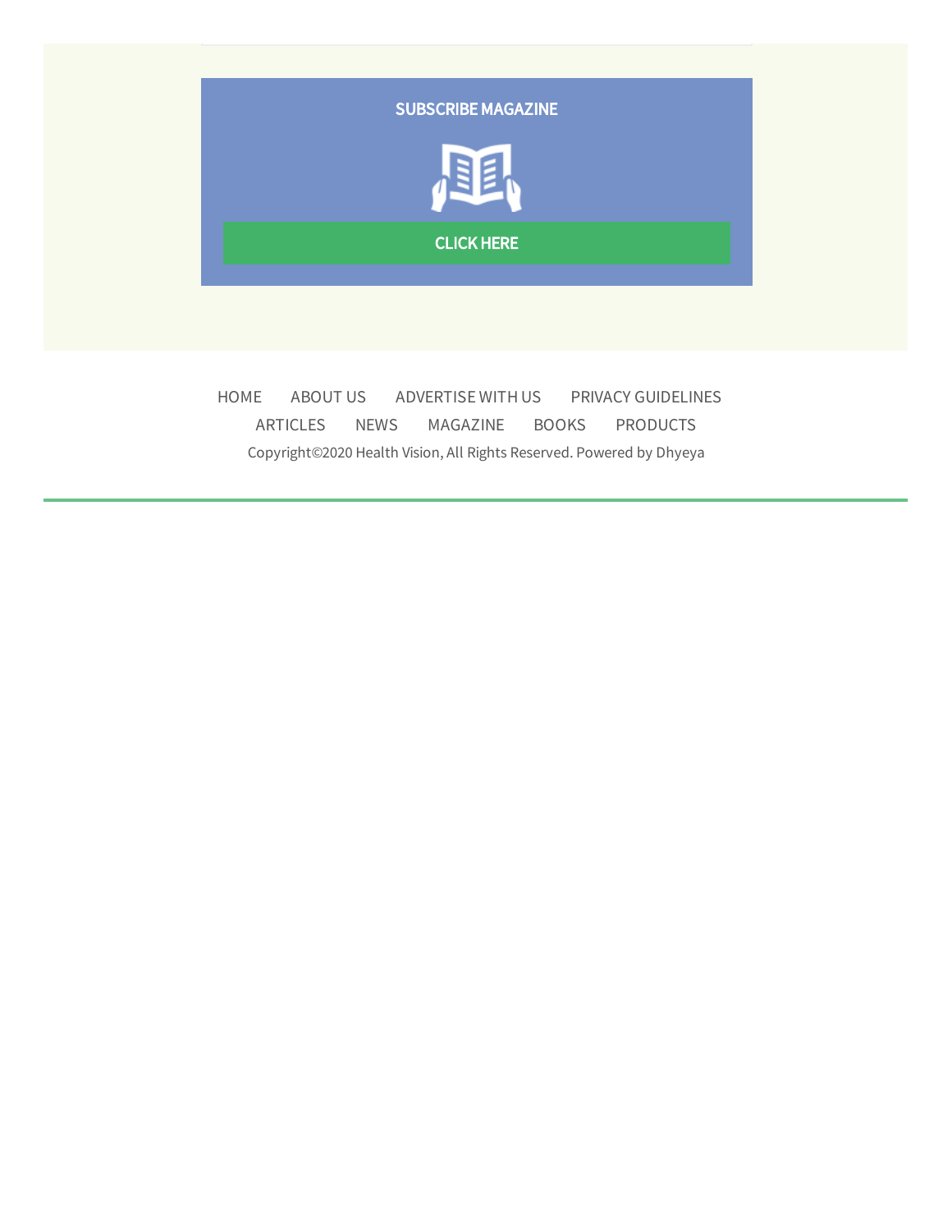SUBSCRIBE MAGAZINE

CLICK HERE

HOME ABOUT US ADVERTISE WITH US PRIVACY GUIDELINES
ARTICLES NEWS MAGAZINE BOOKS PRODUCTS

Copyright©2020 Health Vision, All Rights Reserved. Powered by Dhyeya